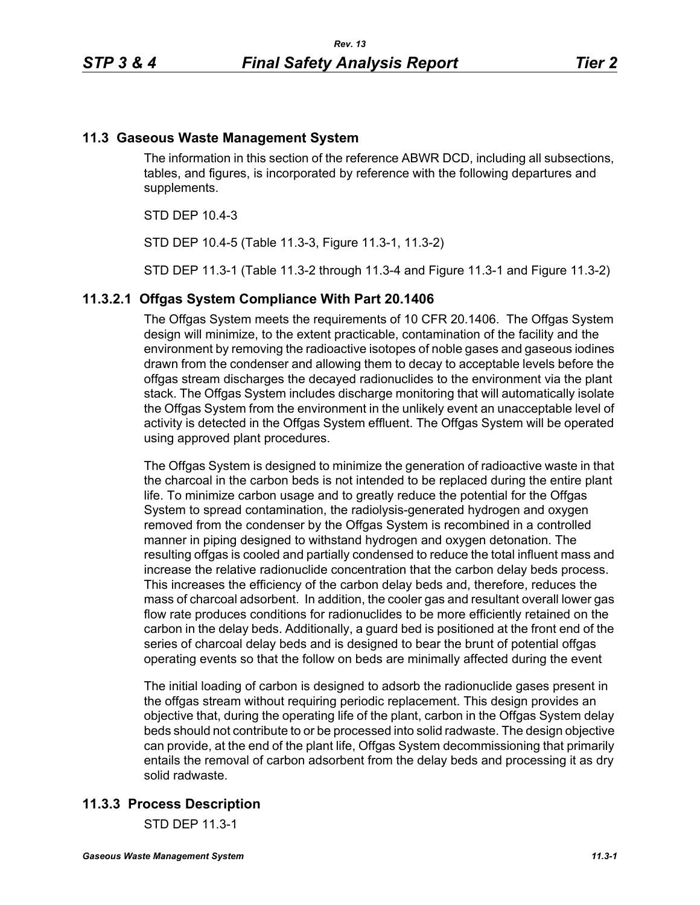## 11.3 Gaseous Waste Management System

The information in this section of the reference ABWR DCD, including all subsections, tables, and figures, is incorporated by reference with the following departures and supplements.

STD DEP 10.4-3

STD DEP 10.4-5 (Table 11.3-3, Figure 11.3-1, 11.3-2)

STD DEP 11.3-1 (Table 11.3-2 through 11.3-4 and Figure 11.3-1 and Figure 11.3-2)

### 11.3.2.1 Offgas System Compliance With Part 20.1406

The Offgas System meets the requirements of 10 CFR 20.1406. The Offgas System design will minimize, to the extent practicable, contamination of the facility and the environment by removing the radioactive isotopes of noble gases and gaseous iodines drawn from the condenser and allowing them to decay to acceptable levels before the offgas stream discharges the decayed radionuclides to the environment via the plant stack. The Offgas System includes discharge monitoring that will automatically isolate the Offgas System from the environment in the unlikely event an unacceptable level of activity is detected in the Offgas System effluent. The Offgas System will be operated using approved plant procedures.

The Offgas System is designed to minimize the generation of radioactive waste in that the charcoal in the carbon beds is not intended to be replaced during the entire plant life. To minimize carbon usage and to greatly reduce the potential for the Offgas System to spread contamination, the radiolysis-generated hydrogen and oxygen removed from the condenser by the Offgas System is recombined in a controlled manner in piping designed to withstand hydrogen and oxygen detonation. The resulting offgas is cooled and partially condensed to reduce the total influent mass and increase the relative radionuclide concentration that the carbon delay beds process. This increases the efficiency of the carbon delay beds and, therefore, reduces the mass of charcoal adsorbent. In addition, the cooler gas and resultant overall lower gas flow rate produces conditions for radionuclides to be more efficiently retained on the carbon in the delay beds. Additionally, a guard bed is positioned at the front end of the series of charcoal delay beds and is designed to bear the brunt of potential offgas operating events so that the follow on beds are minimally affected during the event

The initial loading of carbon is designed to adsorb the radionuclide gases present in the offgas stream without requiring periodic replacement. This design provides an objective that, during the operating life of the plant, carbon in the Offgas System delay beds should not contribute to or be processed into solid radwaste. The design objective can provide, at the end of the plant life, Offgas System decommissioning that primarily entails the removal of carbon adsorbent from the delay beds and processing it as dry solid radwaste.

## 11.3.3 Process Description

STD DEP 11.3-1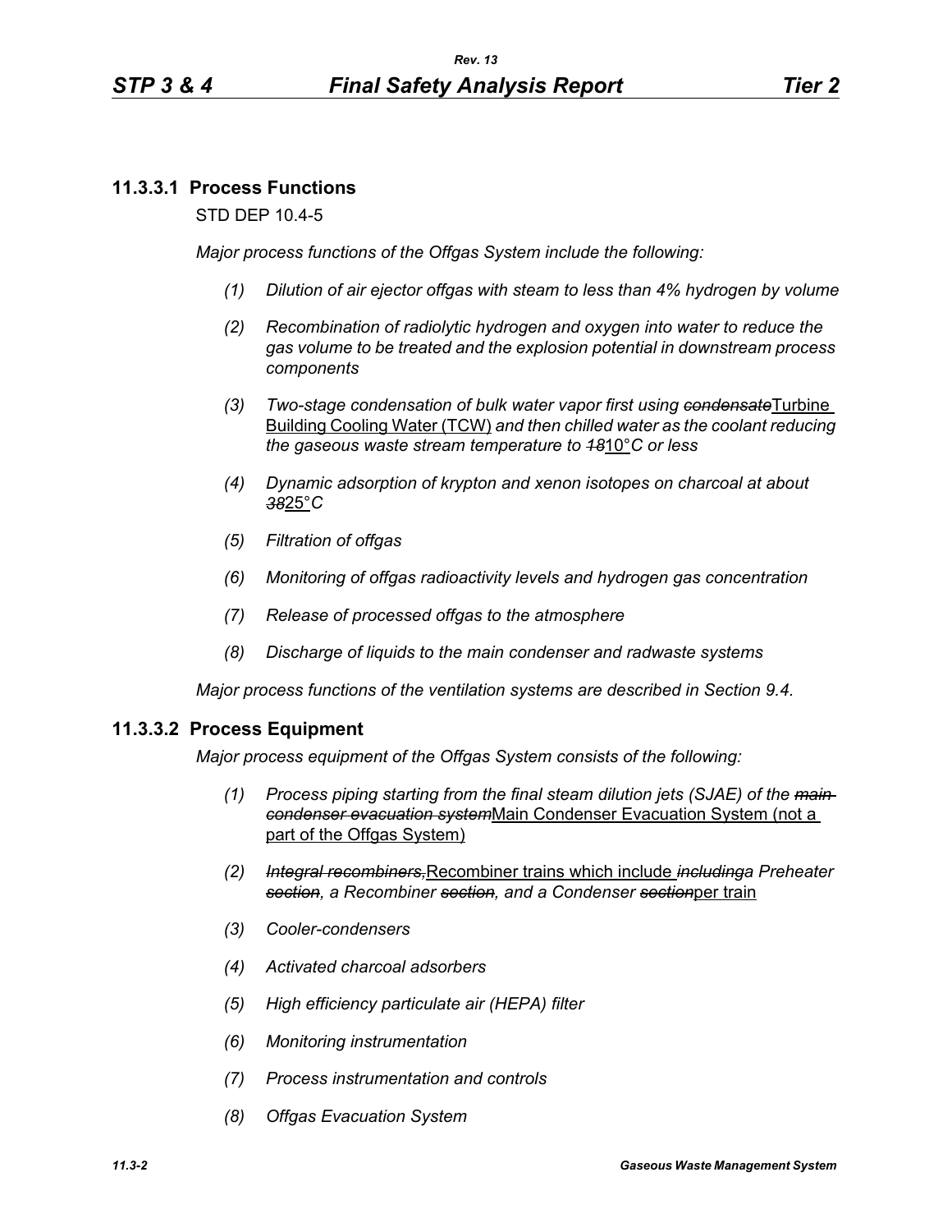### 11.3.3.1 Process Functions

STD DEP 10.4-5

*Major process functions of the Offgas System include the following:*

1. *Dilution of air ejector offgas with steam to less than 4% hydrogen by volume*
2. *Recombination of radiolytic hydrogen and oxygen into water to reduce the gas volume to be treated and the explosion potential in downstream process components*
3. *Two-stage condensation of bulk water vapor first using ~~condensate~~*Turbine Building Cooling Water (TCW) *and then chilled water as the coolant reducing the gaseous waste stream temperature to ~~18~~*10°*C or less*
4. *Dynamic adsorption of krypton and xenon isotopes on charcoal at about ~~38~~*25°*C*
5. *Filtration of offgas*
6. *Monitoring of offgas radioactivity levels and hydrogen gas concentration*
7. *Release of processed offgas to the atmosphere*
8. *Discharge of liquids to the main condenser and radwaste systems*

*Major process functions of the ventilation systems are described in Section 9.4.*

### 11.3.3.2 Process Equipment

*Major process equipment of the Offgas System consists of the following:*

1. *Process piping starting from the final steam dilution jets (SJAE) of the ~~main condenser evacuation system~~*Main Condenser Evacuation System (not a part of the Offgas System)
2. *~~Integral recombiners,~~*Recombiner trains which include *~~including~~a Preheater ~~section~~, a Recombiner ~~section~~, and a Condenser ~~section~~*per train
3. *Cooler-condensers*
4. *Activated charcoal adsorbers*
5. *High efficiency particulate air (HEPA) filter*
6. *Monitoring instrumentation*
7. *Process instrumentation and controls*
8. *Offgas Evacuation System*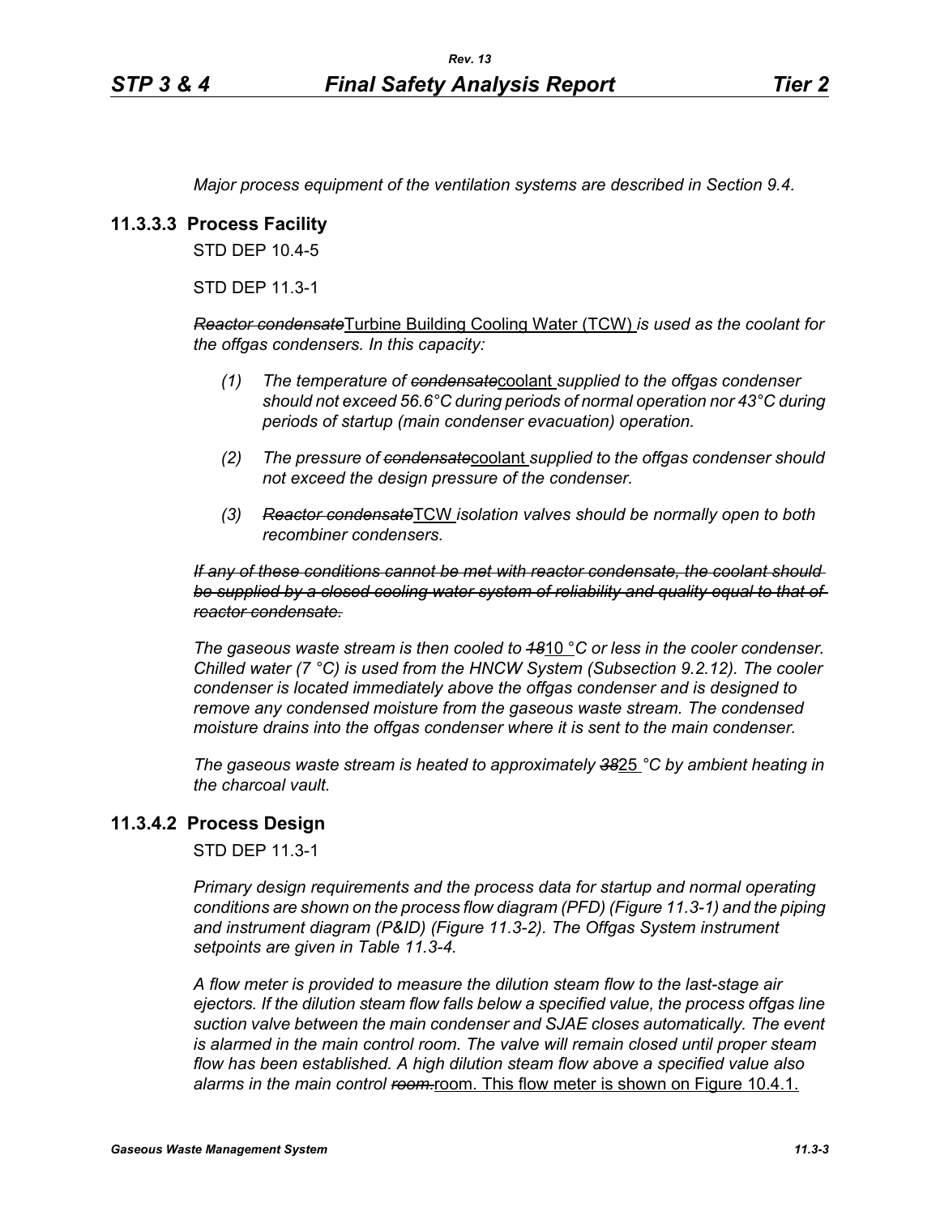*Major process equipment of the ventilation systems are described in Section 9.4.*

### 11.3.3.3 Process Facility

STD DEP 10.4-5

STD DEP 11.3-1

~~*Reactor condensate*~~Turbine Building Cooling Water (TCW) *is used as the coolant for the offgas condensers. In this capacity:*

*(1) The temperature of* ~~*condensate*~~coolant *supplied to the offgas condenser should not exceed 56.6°C during periods of normal operation nor 43°C during periods of startup (main condenser evacuation) operation.*

*(2) The pressure of* ~~*condensate*~~coolant *supplied to the offgas condenser should not exceed the design pressure of the condenser.*

*(3)* ~~*Reactor condensate*~~TCW *isolation valves should be normally open to both recombiner condensers.*

~~*If any of these conditions cannot be met with reactor condensate, the coolant should be supplied by a closed cooling water system of reliability and quality equal to that of reactor condensate.*~~

*The gaseous waste stream is then cooled to* ~~*18*~~10 *°C or less in the cooler condenser. Chilled water (7 °C) is used from the HNCW System (Subsection 9.2.12). The cooler condenser is located immediately above the offgas condenser and is designed to remove any condensed moisture from the gaseous waste stream. The condensed moisture drains into the offgas condenser where it is sent to the main condenser.*

*The gaseous waste stream is heated to approximately* ~~*38*~~25 *°C by ambient heating in the charcoal vault.*

### 11.3.4.2 Process Design

STD DEP 11.3-1

*Primary design requirements and the process data for startup and normal operating conditions are shown on the process flow diagram (PFD) (Figure 11.3-1) and the piping and instrument diagram (P&ID) (Figure 11.3-2). The Offgas System instrument setpoints are given in Table 11.3-4.*

*A flow meter is provided to measure the dilution steam flow to the last-stage air ejectors. If the dilution steam flow falls below a specified value, the process offgas line suction valve between the main condenser and SJAE closes automatically. The event is alarmed in the main control room. The valve will remain closed until proper steam flow has been established. A high dilution steam flow above a specified value also alarms in the main control* ~~*room.*~~room. This flow meter is shown on Figure 10.4.1.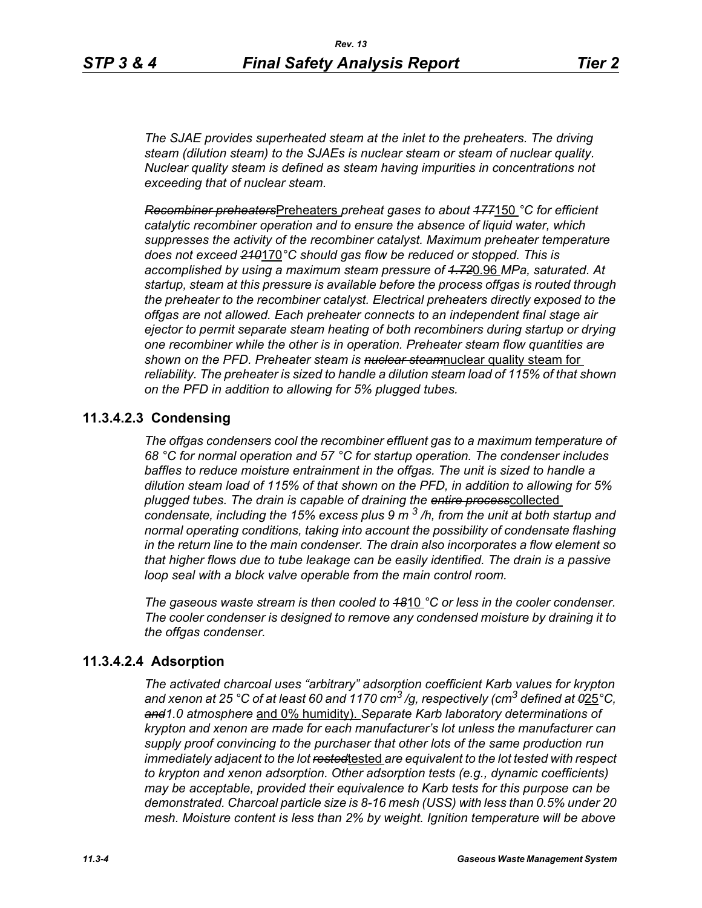*The SJAE provides superheated steam at the inlet to the preheaters. The driving steam (dilution steam) to the SJAEs is nuclear steam or steam of nuclear quality. Nuclear quality steam is defined as steam having impurities in concentrations not exceeding that of nuclear steam.*

*~~Recombiner preheaters~~*Preheaters *preheat gases to about ~~177~~*150 *°C for efficient catalytic recombiner operation and to ensure the absence of liquid water, which suppresses the activity of the recombiner catalyst. Maximum preheater temperature does not exceed ~~210~~*170*°C should gas flow be reduced or stopped. This is accomplished by using a maximum steam pressure of ~~1.72~~*0.96 *MPa, saturated. At startup, steam at this pressure is available before the process offgas is routed through the preheater to the recombiner catalyst. Electrical preheaters directly exposed to the offgas are not allowed. Each preheater connects to an independent final stage air ejector to permit separate steam heating of both recombiners during startup or drying one recombiner while the other is in operation. Preheater steam flow quantities are shown on the PFD. Preheater steam is ~~nuclear steam~~*nuclear quality steam for *reliability. The preheater is sized to handle a dilution steam load of 115% of that shown on the PFD in addition to allowing for 5% plugged tubes.*

### 11.3.4.2.3 Condensing

*The offgas condensers cool the recombiner effluent gas to a maximum temperature of 68 °C for normal operation and 57 °C for startup operation. The condenser includes baffles to reduce moisture entrainment in the offgas. The unit is sized to handle a dilution steam load of 115% of that shown on the PFD, in addition to allowing for 5% plugged tubes. The drain is capable of draining the ~~entire process~~*collected *condensate, including the 15% excess plus 9 m $^3$ /h, from the unit at both startup and normal operating conditions, taking into account the possibility of condensate flashing in the return line to the main condenser. The drain also incorporates a flow element so that higher flows due to tube leakage can be easily identified. The drain is a passive loop seal with a block valve operable from the main control room.*

*The gaseous waste stream is then cooled to ~~18~~*10 *°C or less in the cooler condenser. The cooler condenser is designed to remove any condensed moisture by draining it to the offgas condenser.*

### 11.3.4.2.4 Adsorption

*The activated charcoal uses "arbitrary" adsorption coefficient Karb values for krypton and xenon at 25 °C of at least 60 and 1170 cm$^3$ /g, respectively (cm$^3$ defined at ~~0~~*25*°C, ~~and~~1.0 atmosphere* and 0% humidity). *Separate Karb laboratory determinations of krypton and xenon are made for each manufacturer's lot unless the manufacturer can supply proof convincing to the purchaser that other lots of the same production run immediately adjacent to the lot ~~rested~~*tested *are equivalent to the lot tested with respect to krypton and xenon adsorption. Other adsorption tests (e.g., dynamic coefficients) may be acceptable, provided their equivalence to Karb tests for this purpose can be demonstrated. Charcoal particle size is 8-16 mesh (USS) with less than 0.5% under 20 mesh. Moisture content is less than 2% by weight. Ignition temperature will be above*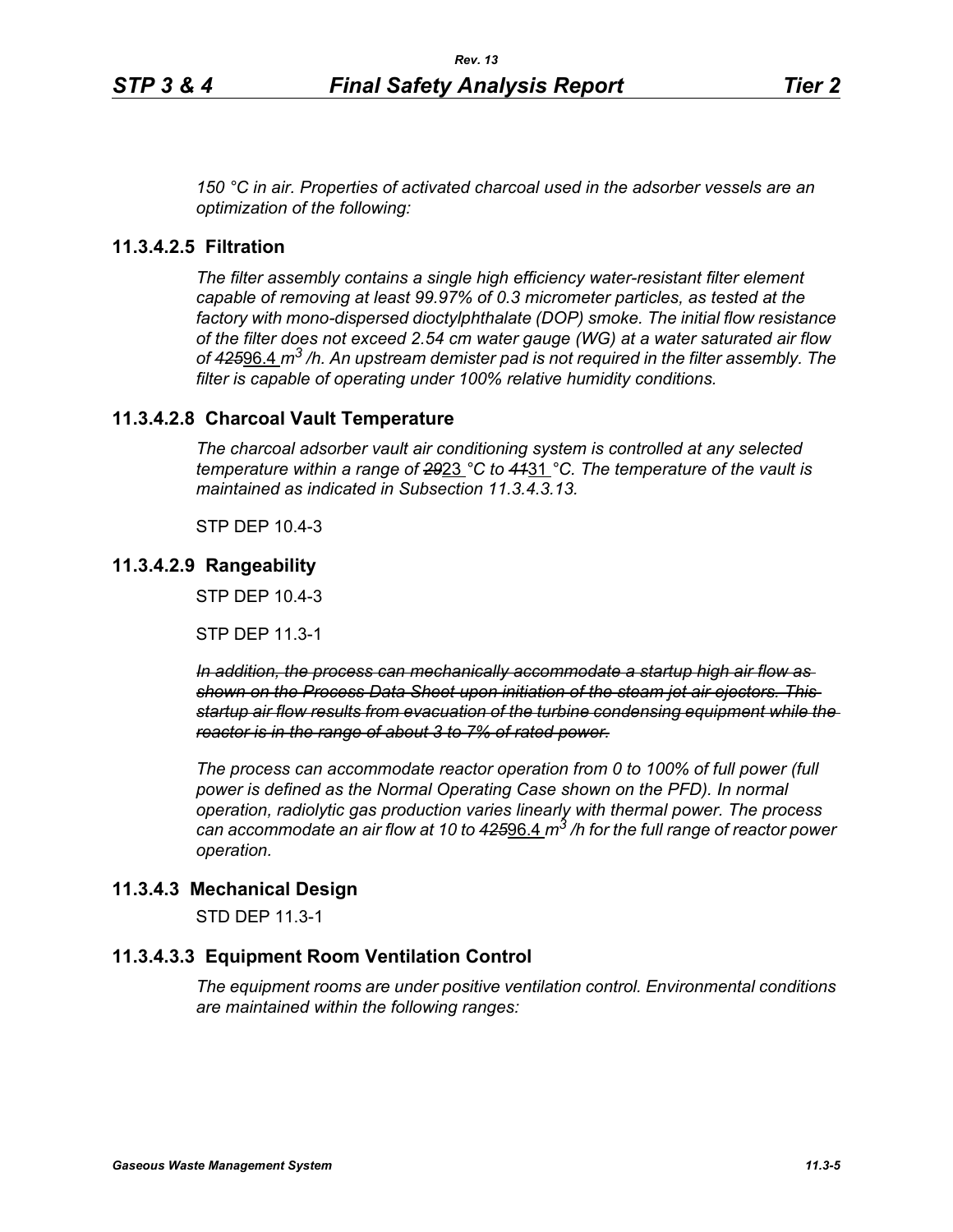*150 °C in air. Properties of activated charcoal used in the adsorber vessels are an optimization of the following:*

### 11.3.4.2.5 Filtration

*The filter assembly contains a single high efficiency water-resistant filter element capable of removing at least 99.97% of 0.3 micrometer particles, as tested at the factory with mono-dispersed dioctylphthalate (DOP) smoke. The initial flow resistance of the filter does not exceed 2.54 cm water gauge (WG) at a water saturated air flow of ~~425~~96.4 $m^3$ /h. An upstream demister pad is not required in the filter assembly. The filter is capable of operating under 100% relative humidity conditions.*

### 11.3.4.2.8 Charcoal Vault Temperature

*The charcoal adsorber vault air conditioning system is controlled at any selected temperature within a range of ~~29~~23 °C to ~~41~~31 °C. The temperature of the vault is maintained as indicated in Subsection 11.3.4.3.13.*

STP DEP 10.4-3

### 11.3.4.2.9 Rangeability

STP DEP 10.4-3

STP DEP 11.3-1

~~*In addition, the process can mechanically accommodate a startup high air flow as shown on the Process Data Sheet upon initiation of the steam jet air ejectors. This startup air flow results from evacuation of the turbine condensing equipment while the reactor is in the range of about 3 to 7% of rated power.*~~

*The process can accommodate reactor operation from 0 to 100% of full power (full power is defined as the Normal Operating Case shown on the PFD). In normal operation, radiolytic gas production varies linearly with thermal power. The process can accommodate an air flow at 10 to ~~425~~96.4 $m^3$ /h for the full range of reactor power operation.*

## 11.3.4.3 Mechanical Design

STD DEP 11.3-1

### 11.3.4.3.3 Equipment Room Ventilation Control

*The equipment rooms are under positive ventilation control. Environmental conditions are maintained within the following ranges:*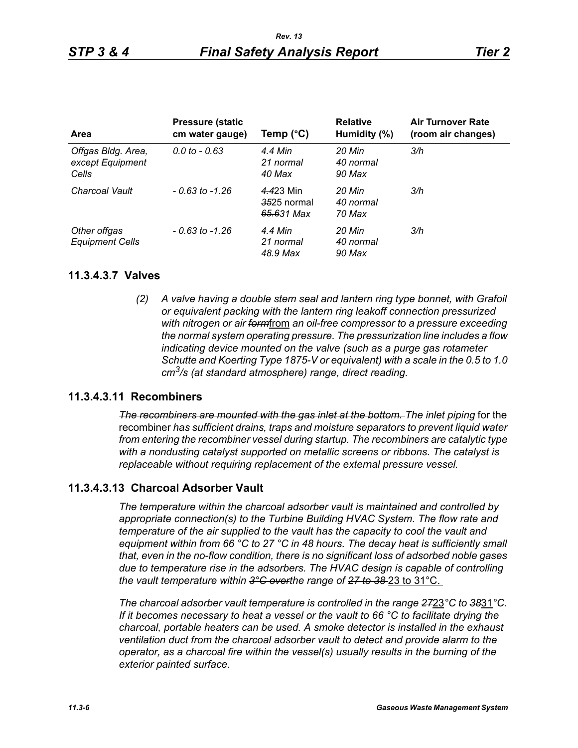| Area | Pressure (static cm water gauge) | Temp (°C) | Relative Humidity (%) | Air Turnover Rate (room air changes) |
|---|---|---|---|---|
| *Offgas Bldg. Area, except Equipment Cells* | *0.0 to - 0.63* | *4.4 Min 21 normal 40 Max* | *20 Min 40 normal 90 Max* | *3/h* |
| *Charcoal Vault* | *- 0.63 to -1.26* | ~~*4.4*~~23 Min ~~*35*~~25 normal ~~*65.6*~~31 *Max* | *20 Min 40 normal 70 Max* | *3/h* |
| *Other offgas Equipment Cells* | *- 0.63 to -1.26* | *4.4 Min 21 normal 48.9 Max* | *20 Min 40 normal 90 Max* | *3/h* |

## 11.3.4.3.7 Valves

*(2) A valve having a double stem seal and lantern ring type bonnet, with Grafoil or equivalent packing with the lantern ring leakoff connection pressurized with nitrogen or air* ~~*form*~~from *an oil-free compressor to a pressure exceeding the normal system operating pressure. The pressurization line includes a flow indicating device mounted on the valve (such as a purge gas rotameter Schutte and Koerting Type 1875-V or equivalent) with a scale in the 0.5 to 1.0* $cm^3/s$ *(at standard atmosphere) range, direct reading.*

## 11.3.4.3.11 Recombiners

~~*The recombiners are mounted with the gas inlet at the bottom.*~~ *The inlet piping* for the recombiner *has sufficient drains, traps and moisture separators to prevent liquid water from entering the recombiner vessel during startup. The recombiners are catalytic type with a nondusting catalyst supported on metallic screens or ribbons. The catalyst is replaceable without requiring replacement of the external pressure vessel.*

## 11.3.4.3.13 Charcoal Adsorber Vault

*The temperature within the charcoal adsorber vault is maintained and controlled by appropriate connection(s) to the Turbine Building HVAC System. The flow rate and temperature of the air supplied to the vault has the capacity to cool the vault and equipment within from 66 °C to 27 °C in 48 hours. The decay heat is sufficiently small that, even in the no-flow condition, there is no significant loss of adsorbed noble gases due to temperature rise in the adsorbers. The HVAC design is capable of controlling the vault temperature within* ~~*3°C over*~~*the range of* ~~*27 to 38*~~ 23 to 31°C.

*The charcoal adsorber vault temperature is controlled in the range* ~~*27*~~23*°C to* ~~*38*~~31*°C. If it becomes necessary to heat a vessel or the vault to 66 °C to facilitate drying the charcoal, portable heaters can be used. A smoke detector is installed in the exhaust ventilation duct from the charcoal adsorber vault to detect and provide alarm to the operator, as a charcoal fire within the vessel(s) usually results in the burning of the exterior painted surface.*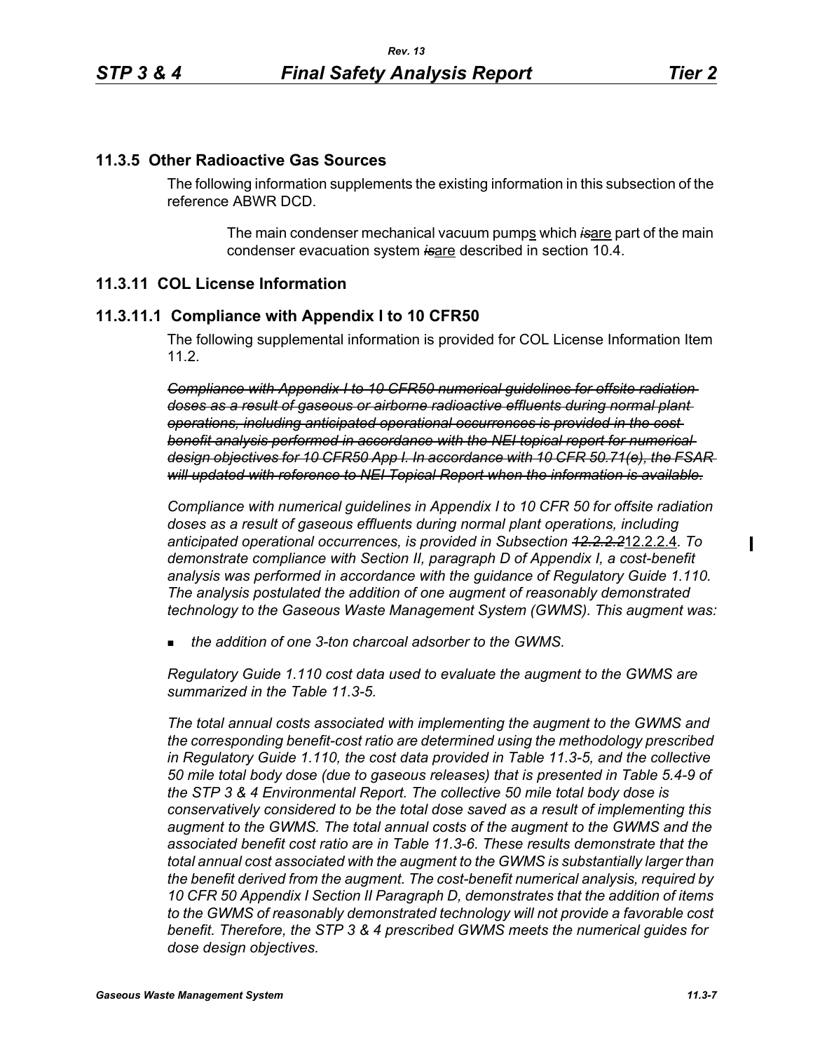## 11.3.5 Other Radioactive Gas Sources

The following information supplements the existing information in this subsection of the reference ABWR DCD.

> The main condenser mechanical vacuum pumps which ~~*is*~~are part of the main condenser evacuation system ~~*is*~~are described in section 10.4.

## 11.3.11 COL License Information

### 11.3.11.1 Compliance with Appendix I to 10 CFR50

The following supplemental information is provided for COL License Information Item 11.2.

~~*Compliance with Appendix I to 10 CFR50 numerical guidelines for offsite radiation doses as a result of gaseous or airborne radioactive effluents during normal plant operations, including anticipated operational occurrences is provided in the cost benefit analysis performed in accordance with the NEI topical report for numerical design objectives for 10 CFR50 App I. In accordance with 10 CFR 50.71(e), the FSAR will updated with reference to NEI Topical Report when the information is available.*~~

*Compliance with numerical guidelines in Appendix I to 10 CFR 50 for offsite radiation doses as a result of gaseous effluents during normal plant operations, including anticipated operational occurrences, is provided in Subsection* ~~*12.2.2.2*~~12.2.2.4*. To demonstrate compliance with Section II, paragraph D of Appendix I, a cost-benefit analysis was performed in accordance with the guidance of Regulatory Guide 1.110. The analysis postulated the addition of one augment of reasonably demonstrated technology to the Gaseous Waste Management System (GWMS). This augment was:*

- *the addition of one 3-ton charcoal adsorber to the GWMS.*

*Regulatory Guide 1.110 cost data used to evaluate the augment to the GWMS are summarized in the Table 11.3-5.*

*The total annual costs associated with implementing the augment to the GWMS and the corresponding benefit-cost ratio are determined using the methodology prescribed in Regulatory Guide 1.110, the cost data provided in Table 11.3-5, and the collective 50 mile total body dose (due to gaseous releases) that is presented in Table 5.4-9 of the STP 3 & 4 Environmental Report. The collective 50 mile total body dose is conservatively considered to be the total dose saved as a result of implementing this augment to the GWMS. The total annual costs of the augment to the GWMS and the associated benefit cost ratio are in Table 11.3-6. These results demonstrate that the total annual cost associated with the augment to the GWMS is substantially larger than the benefit derived from the augment. The cost-benefit numerical analysis, required by 10 CFR 50 Appendix I Section II Paragraph D, demonstrates that the addition of items to the GWMS of reasonably demonstrated technology will not provide a favorable cost benefit. Therefore, the STP 3 & 4 prescribed GWMS meets the numerical guides for dose design objectives.*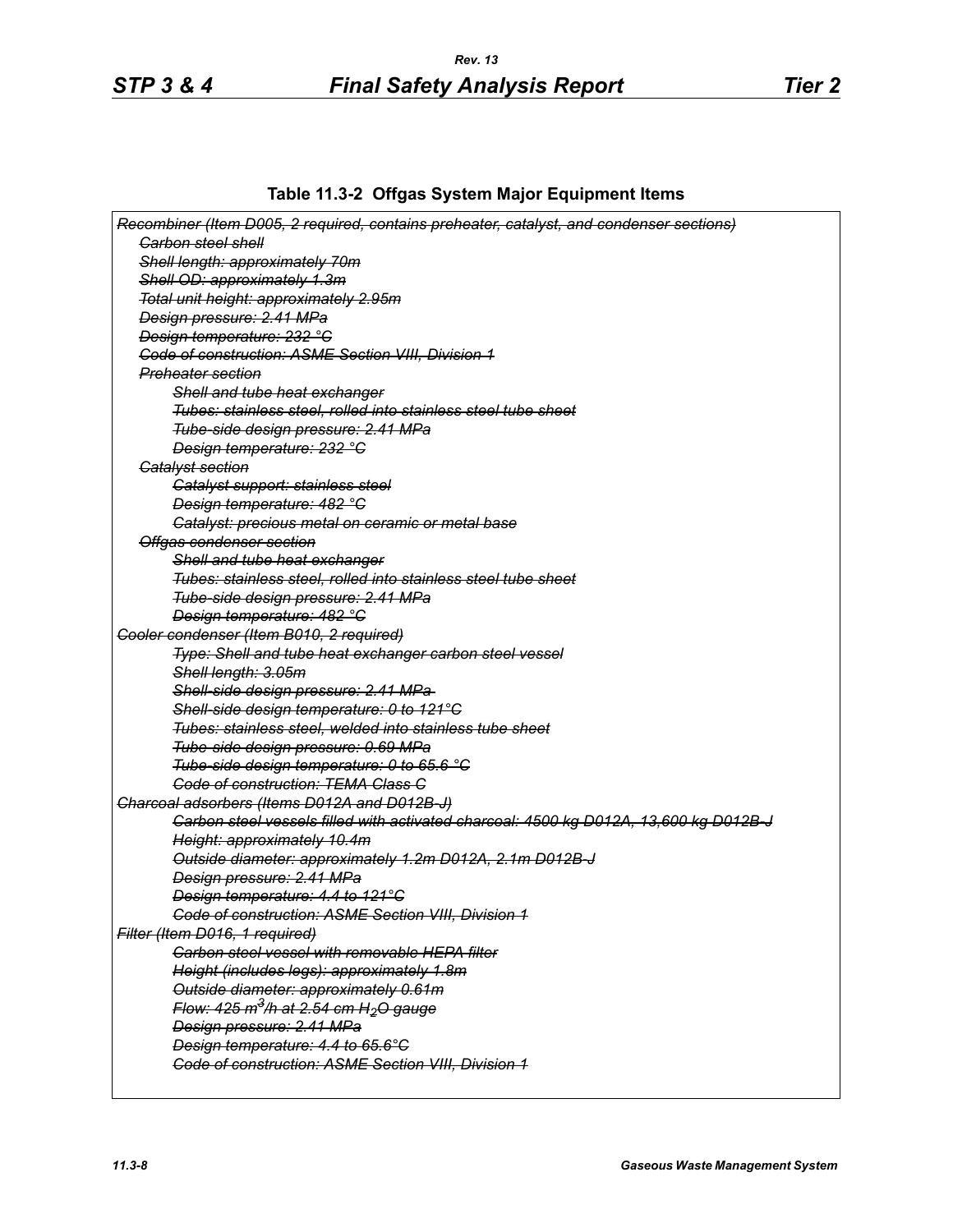**Table 11.3-2 Offgas System Major Equipment Items**

~~*Recombiner (Item D005, 2 required, contains preheater, catalyst, and condenser sections)*~~

- ~~*Carbon steel shell*~~
- ~~*Shell length: approximately 70m*~~
- ~~*Shell OD: approximately 1.3m*~~
- ~~*Total unit height: approximately 2.95m*~~
- ~~*Design pressure: 2.41 MPa*~~
- ~~*Design temperature: 232 °C*~~
- ~~*Code of construction: ASME Section VIII, Division 1*~~
- ~~*Preheater section*~~
  - ~~*Shell and tube heat exchanger*~~
  - ~~*Tubes: stainless steel, rolled into stainless steel tube sheet*~~
  - ~~*Tube-side design pressure: 2.41 MPa*~~
  - ~~*Design temperature: 232 °C*~~
- ~~*Catalyst section*~~
  - ~~*Catalyst support: stainless steel*~~
  - ~~*Design temperature: 482 °C*~~
  - ~~*Catalyst: precious metal on ceramic or metal base*~~
- ~~*Offgas condenser section*~~
  - ~~*Shell and tube heat exchanger*~~
  - ~~*Tubes: stainless steel, rolled into stainless steel tube sheet*~~
  - ~~*Tube-side design pressure: 2.41 MPa*~~
  - ~~*Design temperature: 482 °C*~~

~~*Cooler condenser (Item B010, 2 required)*~~

- ~~*Type: Shell and tube heat exchanger carbon steel vessel*~~
- ~~*Shell length: 3.05m*~~
- ~~*Shell-side design pressure: 2.41 MPa*~~
- ~~*Shell-side design temperature: 0 to 121°C*~~
- ~~*Tubes: stainless steel, welded into stainless tube sheet*~~
- ~~*Tube-side design pressure: 0.69 MPa*~~
- ~~*Tube-side design temperature: 0 to 65.6 °C*~~
- ~~*Code of construction: TEMA Class C*~~

~~*Charcoal adsorbers (Items D012A and D012B-J)*~~

- ~~*Carbon steel vessels filled with activated charcoal: 4500 kg D012A, 13,600 kg D012B-J*~~
- ~~*Height: approximately 10.4m*~~
- ~~*Outside diameter: approximately 1.2m D012A, 2.1m D012B-J*~~
- ~~*Design pressure: 2.41 MPa*~~
- ~~*Design temperature: 4.4 to 121°C*~~
- ~~*Code of construction: ASME Section VIII, Division 1*~~

~~*Filter (Item D016, 1 required)*~~

- ~~*Carbon steel vessel with removable HEPA filter*~~
- ~~*Height (includes legs): approximately 1.8m*~~
- ~~*Outside diameter: approximately 0.61m*~~
- ~~*Flow: 425 $m^3$/h at 2.54 cm $H_2O$ gauge*~~
- ~~*Design pressure: 2.41 MPa*~~
- ~~*Design temperature: 4.4 to 65.6°C*~~
- ~~*Code of construction: ASME Section VIII, Division 1*~~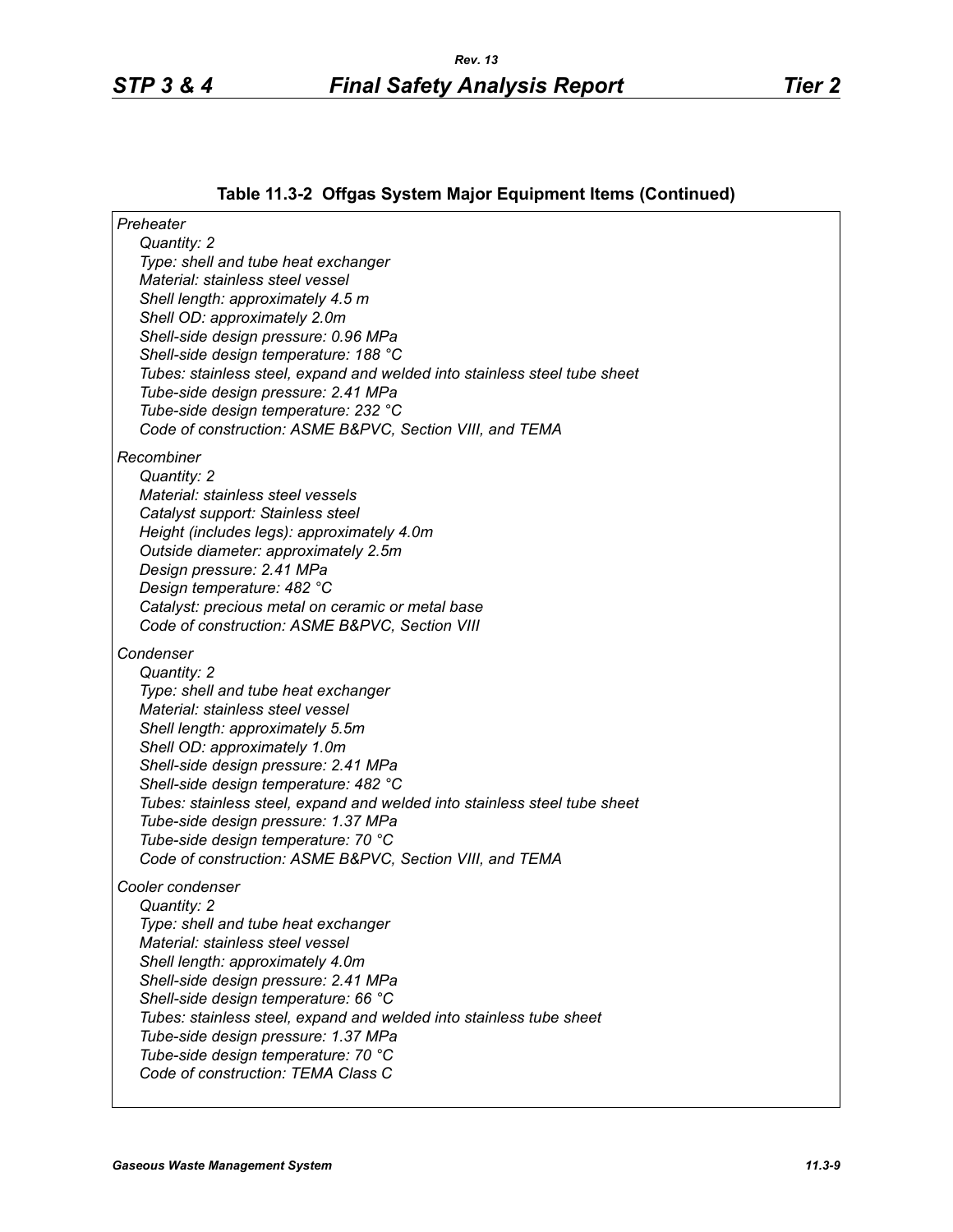**Table 11.3-2 Offgas System Major Equipment Items (Continued)**

*Preheater*

*Quantity: 2*
*Type: shell and tube heat exchanger*
*Material: stainless steel vessel*
*Shell length: approximately 4.5 m*
*Shell OD: approximately 2.0m*
*Shell-side design pressure: 0.96 MPa*
*Shell-side design temperature: 188 °C*
*Tubes: stainless steel, expand and welded into stainless steel tube sheet*
*Tube-side design pressure: 2.41 MPa*
*Tube-side design temperature: 232 °C*
*Code of construction: ASME B&PVC, Section VIII, and TEMA*

*Recombiner*

*Quantity: 2*
*Material: stainless steel vessels*
*Catalyst support: Stainless steel*
*Height (includes legs): approximately 4.0m*
*Outside diameter: approximately 2.5m*
*Design pressure: 2.41 MPa*
*Design temperature: 482 °C*
*Catalyst: precious metal on ceramic or metal base*
*Code of construction: ASME B&PVC, Section VIII*

*Condenser*

*Quantity: 2*
*Type: shell and tube heat exchanger*
*Material: stainless steel vessel*
*Shell length: approximately 5.5m*
*Shell OD: approximately 1.0m*
*Shell-side design pressure: 2.41 MPa*
*Shell-side design temperature: 482 °C*
*Tubes: stainless steel, expand and welded into stainless steel tube sheet*
*Tube-side design pressure: 1.37 MPa*
*Tube-side design temperature: 70 °C*
*Code of construction: ASME B&PVC, Section VIII, and TEMA*

*Cooler condenser*

*Quantity: 2*
*Type: shell and tube heat exchanger*
*Material: stainless steel vessel*
*Shell length: approximately 4.0m*
*Shell-side design pressure: 2.41 MPa*
*Shell-side design temperature: 66 °C*
*Tubes: stainless steel, expand and welded into stainless tube sheet*
*Tube-side design pressure: 1.37 MPa*
*Tube-side design temperature: 70 °C*
*Code of construction: TEMA Class C*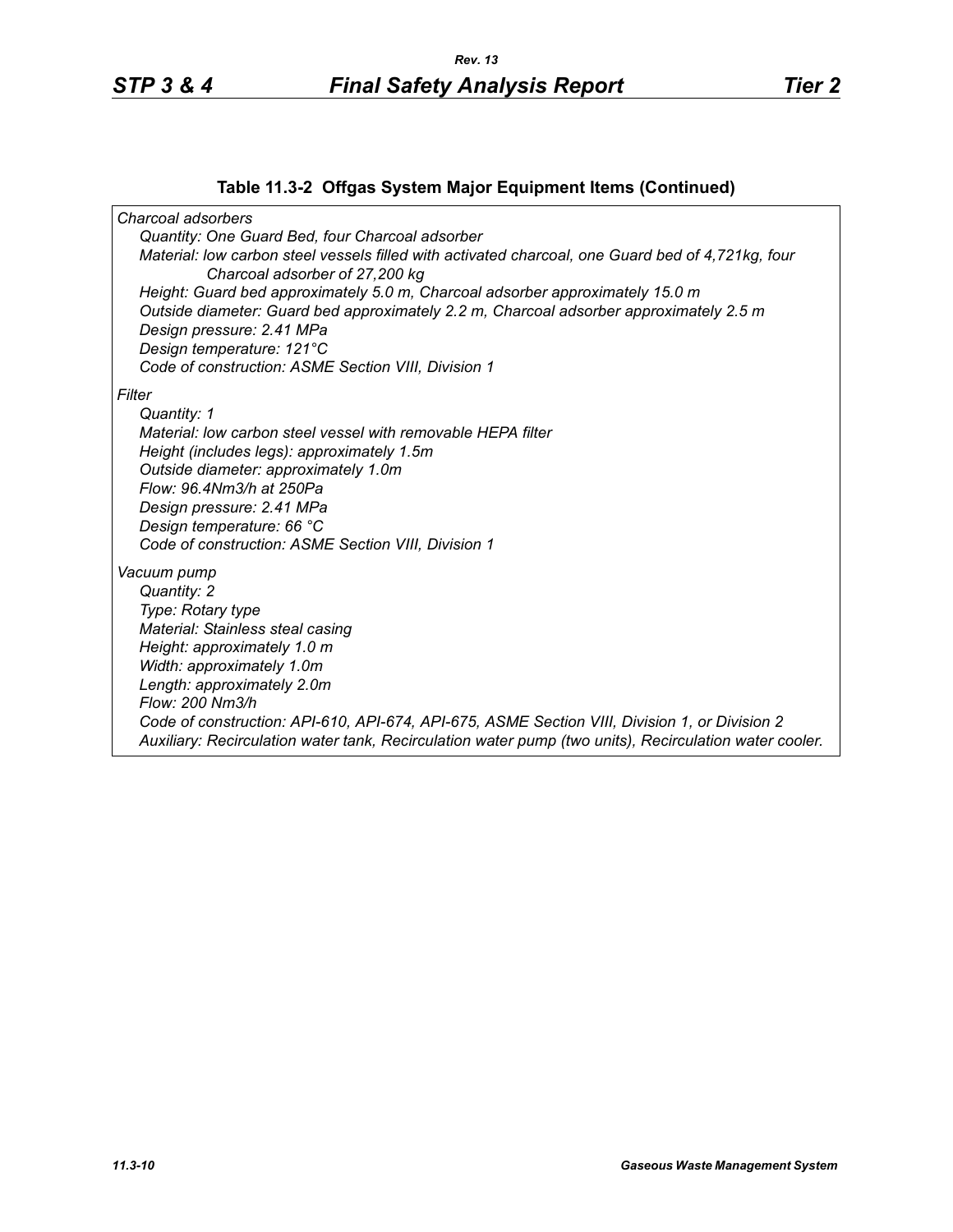### Table 11.3-2 Offgas System Major Equipment Items (Continued)

*Charcoal adsorbers*

*Quantity: One Guard Bed, four Charcoal adsorber*

*Material: low carbon steel vessels filled with activated charcoal, one Guard bed of 4,721kg, four Charcoal adsorber of 27,200 kg*

*Height: Guard bed approximately 5.0 m, Charcoal adsorber approximately 15.0 m*

*Outside diameter: Guard bed approximately 2.2 m, Charcoal adsorber approximately 2.5 m*

*Design pressure: 2.41 MPa*

*Design temperature: 121°C*

*Code of construction: ASME Section VIII, Division 1*

*Filter*

*Quantity: 1*

*Material: low carbon steel vessel with removable HEPA filter*

*Height (includes legs): approximately 1.5m*

*Outside diameter: approximately 1.0m*

*Flow: 96.4Nm3/h at 250Pa*

*Design pressure: 2.41 MPa*

*Design temperature: 66 °C*

*Code of construction: ASME Section VIII, Division 1*

*Vacuum pump*

*Quantity: 2*

*Type: Rotary type*

*Material: Stainless steal casing*

*Height: approximately 1.0 m*

*Width: approximately 1.0m*

*Length: approximately 2.0m*

*Flow: 200 Nm3/h*

*Code of construction: API-610, API-674, API-675, ASME Section VIII, Division 1, or Division 2*

*Auxiliary: Recirculation water tank, Recirculation water pump (two units), Recirculation water cooler.*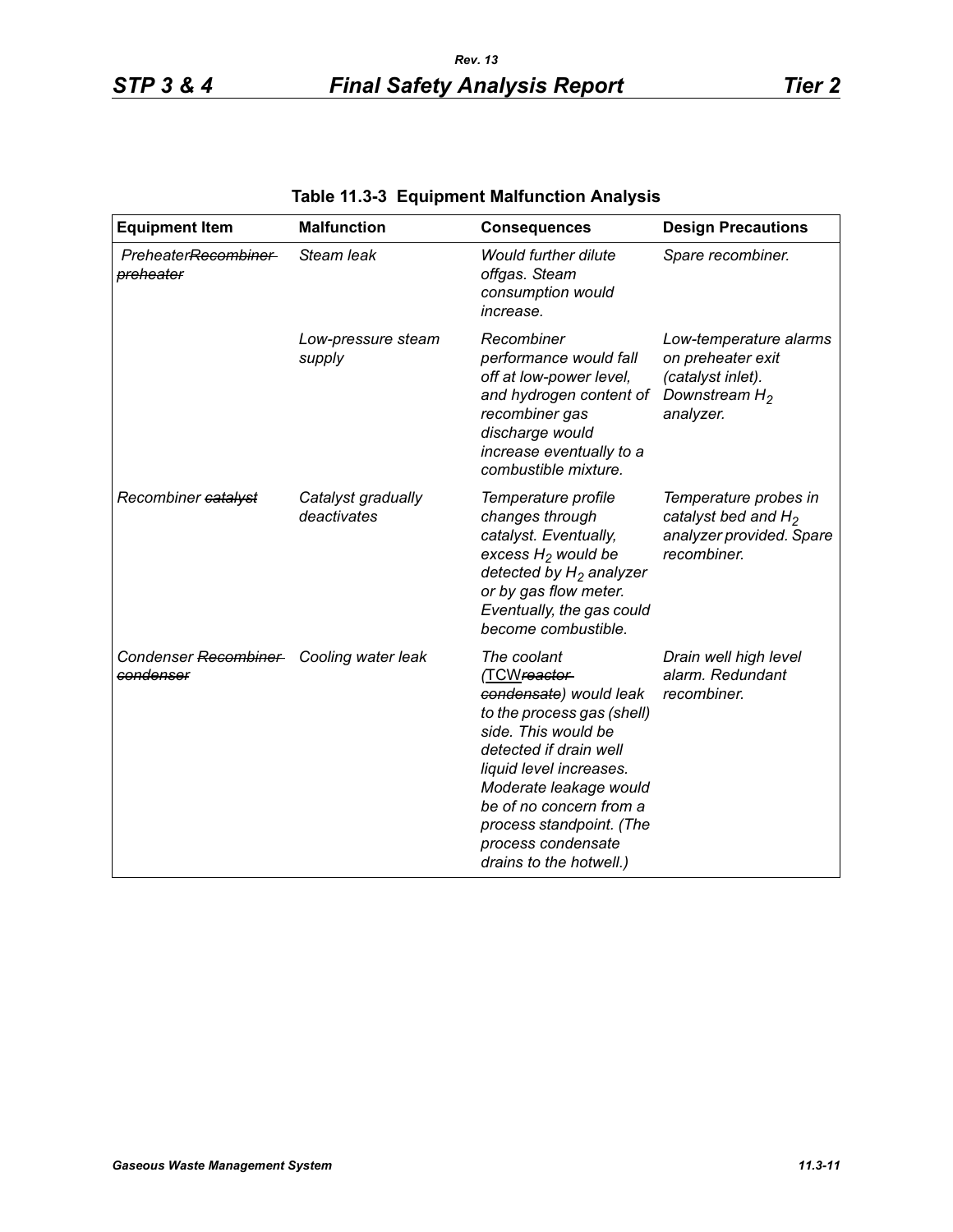**Table 11.3-3 Equipment Malfunction Analysis**

| Equipment Item | Malfunction | Consequences | Design Precautions |
|---|---|---|---|
| ~~Preheater~~Recombiner preheater | Steam leak | Would further dilute offgas. Steam consumption would increase. | Spare recombiner. |
| | Low-pressure steam supply | Recombiner performance would fall off at low-power level, and hydrogen content of recombiner gas discharge would increase eventually to a combustible mixture. | Low-temperature alarms on preheater exit (catalyst inlet). Downstream $H_2$ analyzer. |
| Recombiner ~~catalyst~~ | Catalyst gradually deactivates | Temperature profile changes through catalyst. Eventually, excess $H_2$ would be detected by $H_2$ analyzer or by gas flow meter. Eventually, the gas could become combustible. | Temperature probes in catalyst bed and $H_2$ analyzer provided. Spare recombiner. |
| Condenser ~~Recombiner condenser~~ | Cooling water leak | The coolant (TCW~~reactor condensate~~) would leak to the process gas (shell) side. This would be detected if drain well liquid level increases. Moderate leakage would be of no concern from a process standpoint. (The process condensate drains to the hotwell.) | Drain well high level alarm. Redundant recombiner. |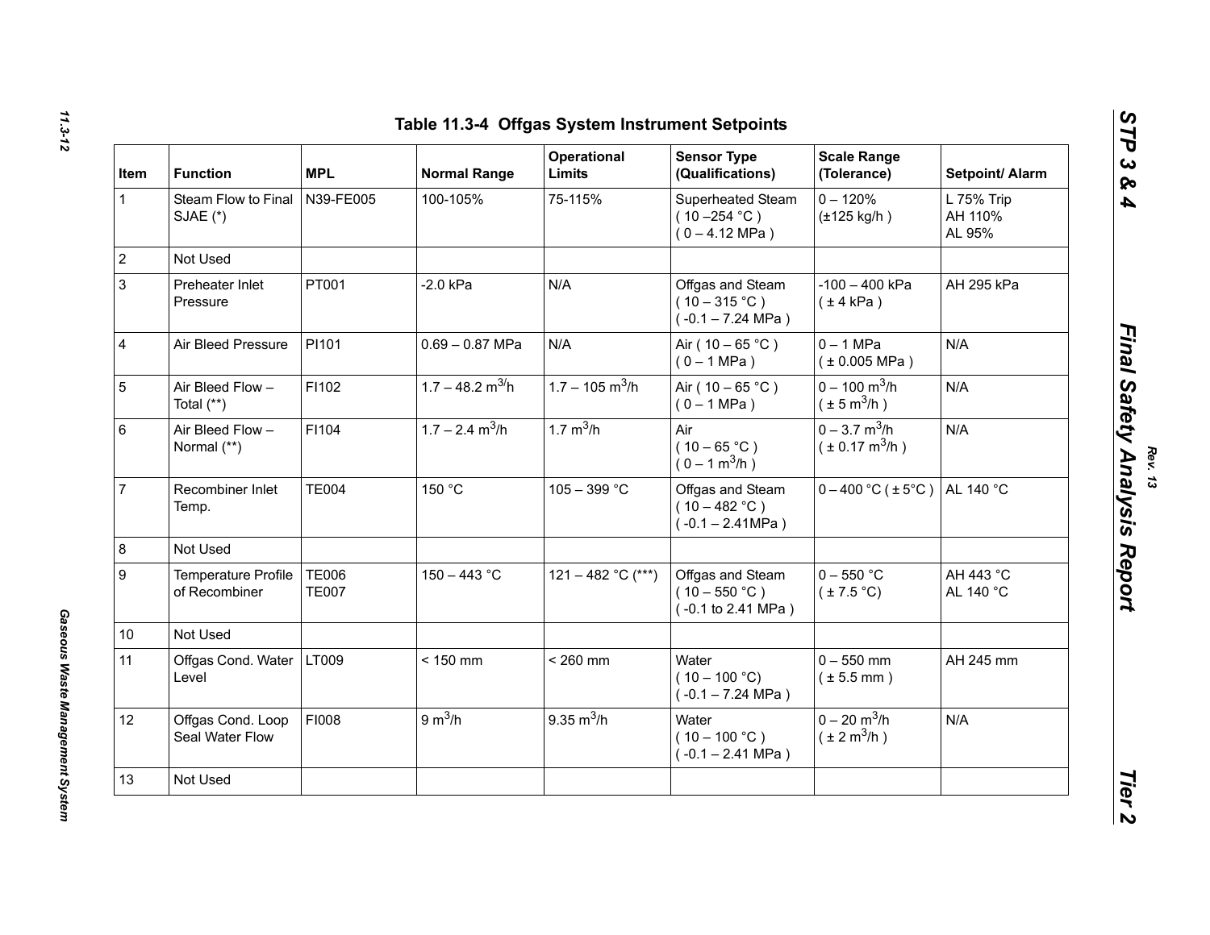## Table 11.3-4 Offgas System Instrument Setpoints

| Item | Function | MPL | Normal Range | Operational Limits | Sensor Type (Qualifications) | Scale Range (Tolerance) | Setpoint/ Alarm |
|---|---|---|---|---|---|---|---|
| 1 | Steam Flow to Final SJAE (*) | N39-FE005 | 100-105% | 75-115% | Superheated Steam ( 10 –254 °C ) ( 0 – 4.12 MPa ) | 0 – 120% (±125 kg/h ) | L 75% Trip AH 110% AL 95% |
| 2 | Not Used | | | | | | |
| 3 | Preheater Inlet Pressure | PT001 | -2.0 kPa | N/A | Offgas and Steam ( 10 – 315 °C ) ( -0.1 – 7.24 MPa ) | -100 – 400 kPa ( ± 4 kPa ) | AH 295 kPa |
| 4 | Air Bleed Pressure | PI101 | 0.69 – 0.87 MPa | N/A | Air ( 10 – 65 °C ) ( 0 – 1 MPa ) | 0 – 1 MPa ( ± 0.005 MPa ) | N/A |
| 5 | Air Bleed Flow – Total (**) | FI102 | 1.7 – 48.2 $m^3$/h | 1.7 – 105 $m^3$/h | Air ( 10 – 65 °C ) ( 0 – 1 MPa ) | 0 – 100 $m^3$/h ( ± 5 $m^3$/h ) | N/A |
| 6 | Air Bleed Flow – Normal (**) | FI104 | 1.7 – 2.4 $m^3$/h | 1.7 $m^3$/h | Air ( 10 – 65 °C ) ( 0 – 1 $m^3$/h ) | 0 – 3.7 $m^3$/h ( ± 0.17 $m^3$/h ) | N/A |
| 7 | Recombiner Inlet Temp. | TE004 | 150 °C | 105 – 399 °C | Offgas and Steam ( 10 – 482 °C ) ( -0.1 – 2.41MPa ) | 0 – 400 °C ( ± 5°C ) | AL 140 °C |
| 8 | Not Used | | | | | | |
| 9 | Temperature Profile of Recombiner | TE006 TE007 | 150 – 443 °C | 121 – 482 °C (***) | Offgas and Steam ( 10 – 550 °C ) ( -0.1 to 2.41 MPa ) | 0 – 550 °C ( ± 7.5 °C) | AH 443 °C AL 140 °C |
| 10 | Not Used | | | | | | |
| 11 | Offgas Cond. Water Level | LT009 | < 150 mm | < 260 mm | Water ( 10 – 100 °C) ( -0.1 – 7.24 MPa ) | 0 – 550 mm ( ± 5.5 mm ) | AH 245 mm |
| 12 | Offgas Cond. Loop Seal Water Flow | FI008 | 9 $m^3$/h | 9.35 $m^3$/h | Water ( 10 – 100 °C ) ( -0.1 – 2.41 MPa ) | 0 – 20 $m^3$/h ( ± 2 $m^3$/h ) | N/A |
| 13 | Not Used | | | | | | |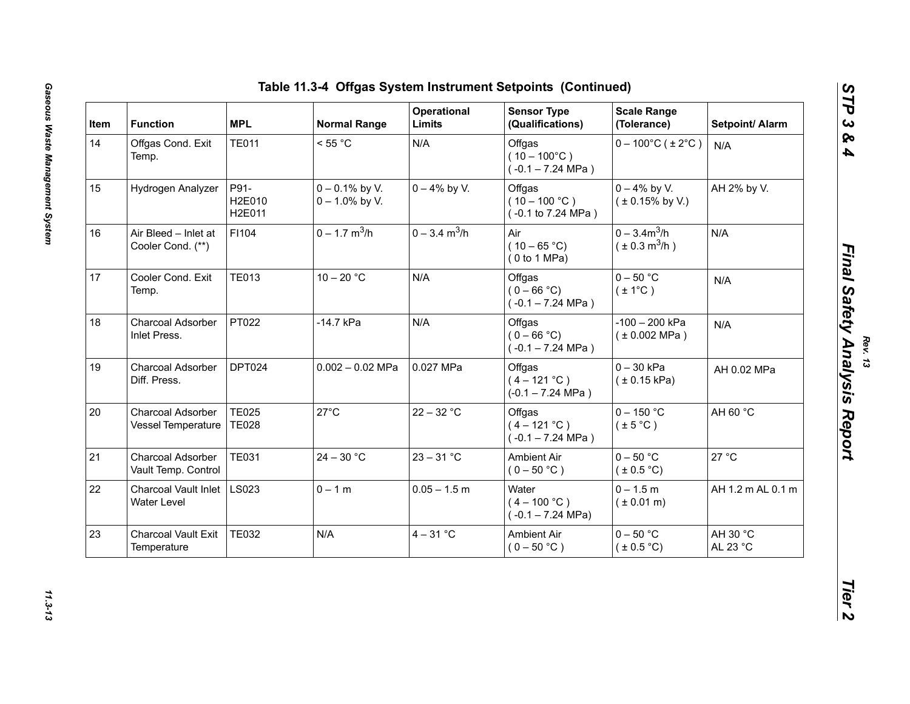## Table 11.3-4 Offgas System Instrument Setpoints (Continued)

| Item | Function | MPL | Normal Range | Operational Limits | Sensor Type (Qualifications) | Scale Range (Tolerance) | Setpoint/ Alarm |
|---|---|---|---|---|---|---|---|
| 14 | Offgas Cond. Exit Temp. | TE011 | < 55 °C | N/A | Offgas ( 10 – 100°C ) ( -0.1 – 7.24 MPa ) | 0 – 100°C ( ± 2°C ) | N/A |
| 15 | Hydrogen Analyzer | P91-H2E010 H2E011 | 0 – 0.1% by V. 0 – 1.0% by V. | 0 – 4% by V. | Offgas ( 10 – 100 °C ) ( -0.1 to 7.24 MPa ) | 0 – 4% by V. ( ± 0.15% by V.) | AH 2% by V. |
| 16 | Air Bleed – Inlet at Cooler Cond. (**) | FI104 | 0 – 1.7 $m^3$/h | 0 – 3.4 $m^3$/h | Air ( 10 – 65 °C) ( 0 to 1 MPa) | 0 – 3.4$m^3$/h ( ± 0.3 $m^3$/h ) | N/A |
| 17 | Cooler Cond. Exit Temp. | TE013 | 10 – 20 °C | N/A | Offgas ( 0 – 66 °C) ( -0.1 – 7.24 MPa ) | 0 – 50 °C ( ± 1°C ) | N/A |
| 18 | Charcoal Adsorber Inlet Press. | PT022 | -14.7 kPa | N/A | Offgas ( 0 – 66 °C) ( -0.1 – 7.24 MPa ) | -100 – 200 kPa ( ± 0.002 MPa ) | N/A |
| 19 | Charcoal Adsorber Diff. Press. | DPT024 | 0.002 – 0.02 MPa | 0.027 MPa | Offgas ( 4 – 121 °C ) (-0.1 – 7.24 MPa ) | 0 – 30 kPa ( ± 0.15 kPa) | AH 0.02 MPa |
| 20 | Charcoal Adsorber Vessel Temperature | TE025 TE028 | 27°C | 22 – 32 °C | Offgas ( 4 – 121 °C ) ( -0.1 – 7.24 MPa ) | 0 – 150 °C ( ± 5 °C ) | AH 60 °C |
| 21 | Charcoal Adsorber Vault Temp. Control | TE031 | 24 – 30 °C | 23 – 31 °C | Ambient Air ( 0 – 50 °C ) | 0 – 50 °C ( ± 0.5 °C) | 27 °C |
| 22 | Charcoal Vault Inlet Water Level | LS023 | 0 – 1 m | 0.05 – 1.5 m | Water ( 4 – 100 °C ) ( -0.1 – 7.24 MPa) | 0 – 1.5 m ( ± 0.01 m) | AH 1.2 m AL 0.1 m |
| 23 | Charcoal Vault Exit Temperature | TE032 | N/A | 4 – 31 °C | Ambient Air ( 0 – 50 °C ) | 0 – 50 °C ( ± 0.5 °C) | AH 30 °C AL 23 °C |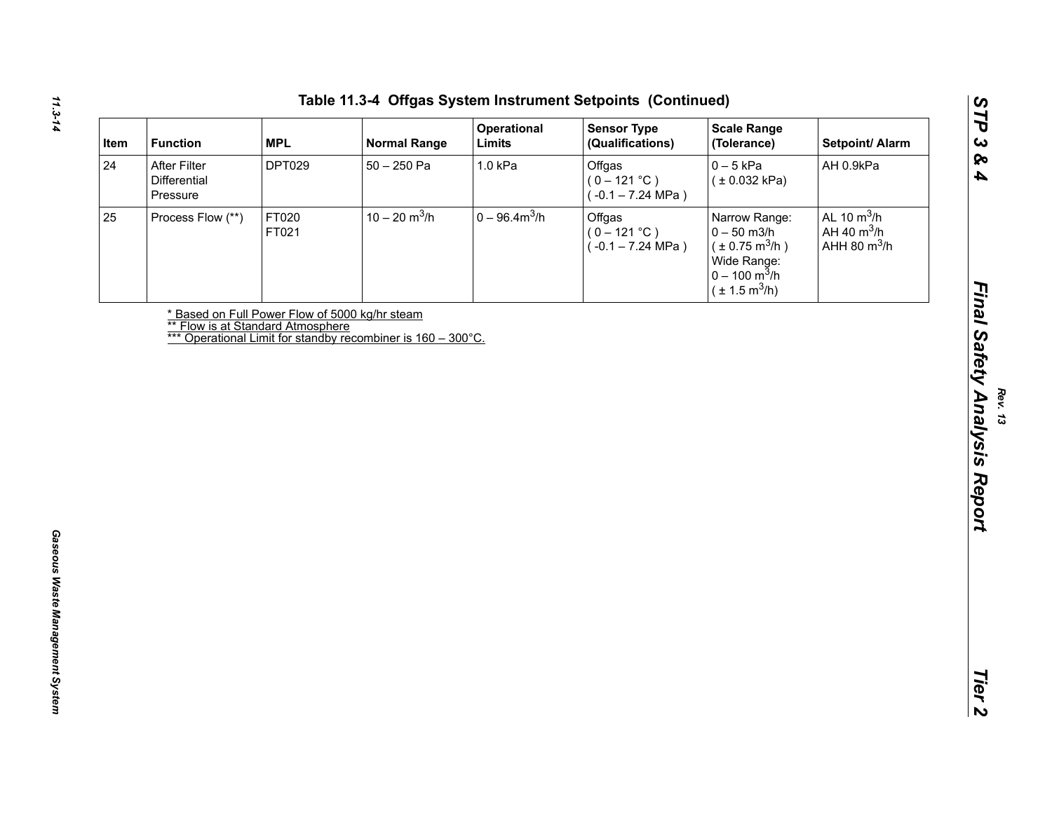# Table 11.3-4 Offgas System Instrument Setpoints (Continued)

| Item | Function | MPL | Normal Range | Operational Limits | Sensor Type (Qualifications) | Scale Range (Tolerance) | Setpoint/ Alarm |
|---|---|---|---|---|---|---|---|
| 24 | After Filter Differential Pressure | DPT029 | 50 – 250 Pa | 1.0 kPa | Offgas ( 0 – 121 °C ) ( -0.1 – 7.24 MPa ) | 0 – 5 kPa ( ± 0.032 kPa) | AH 0.9kPa |
| 25 | Process Flow (**) | FT020 FT021 | 10 – 20 $m^3$/h | 0 – 96.4$m^3$/h | Offgas ( 0 – 121 °C ) ( -0.1 – 7.24 MPa ) | Narrow Range: 0 – 50 m3/h ( ± 0.75 $m^3$/h ) Wide Range: 0 – 100 $m^3$/h ( ± 1.5 $m^3$/h) | AL 10 $m^3$/h AH 40 $m^3$/h AHH 80 $m^3$/h |

* Based on Full Power Flow of 5000 kg/hr steam
** Flow is at Standard Atmosphere
*** Operational Limit for standby recombiner is 160 – 300°C.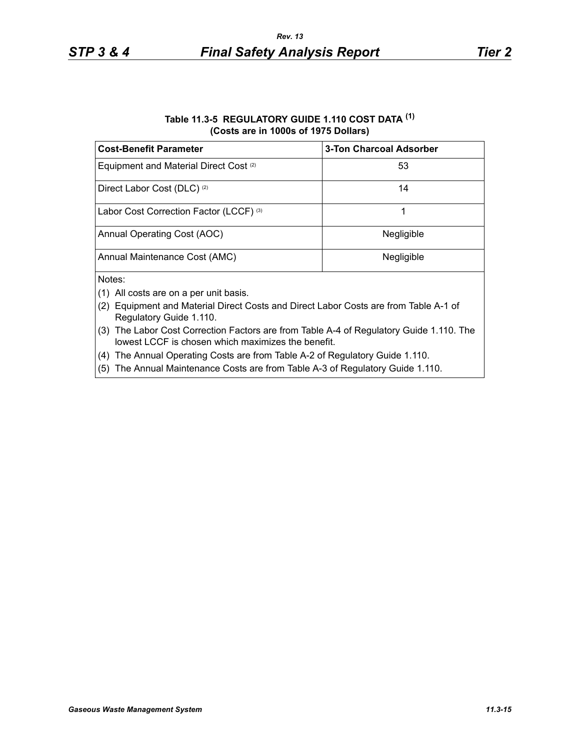**Table 11.3-5 REGULATORY GUIDE 1.110 COST DATA [(1)]**
**(Costs are in 1000s of 1975 Dollars)**

| Cost-Benefit Parameter | 3-Ton Charcoal Adsorber |
|---|---|
| Equipment and Material Direct Cost [(2)] | 53 |
| Direct Labor Cost (DLC) [(2)] | 14 |
| Labor Cost Correction Factor (LCCF) [(3)] | 1 |
| Annual Operating Cost (AOC) | Negligible |
| Annual Maintenance Cost (AMC) | Negligible |

Notes:

(1) All costs are on a per unit basis.

(2) Equipment and Material Direct Costs and Direct Labor Costs are from Table A-1 of Regulatory Guide 1.110.

(3) The Labor Cost Correction Factors are from Table A-4 of Regulatory Guide 1.110. The lowest LCCF is chosen which maximizes the benefit.

(4) The Annual Operating Costs are from Table A-2 of Regulatory Guide 1.110.

(5) The Annual Maintenance Costs are from Table A-3 of Regulatory Guide 1.110.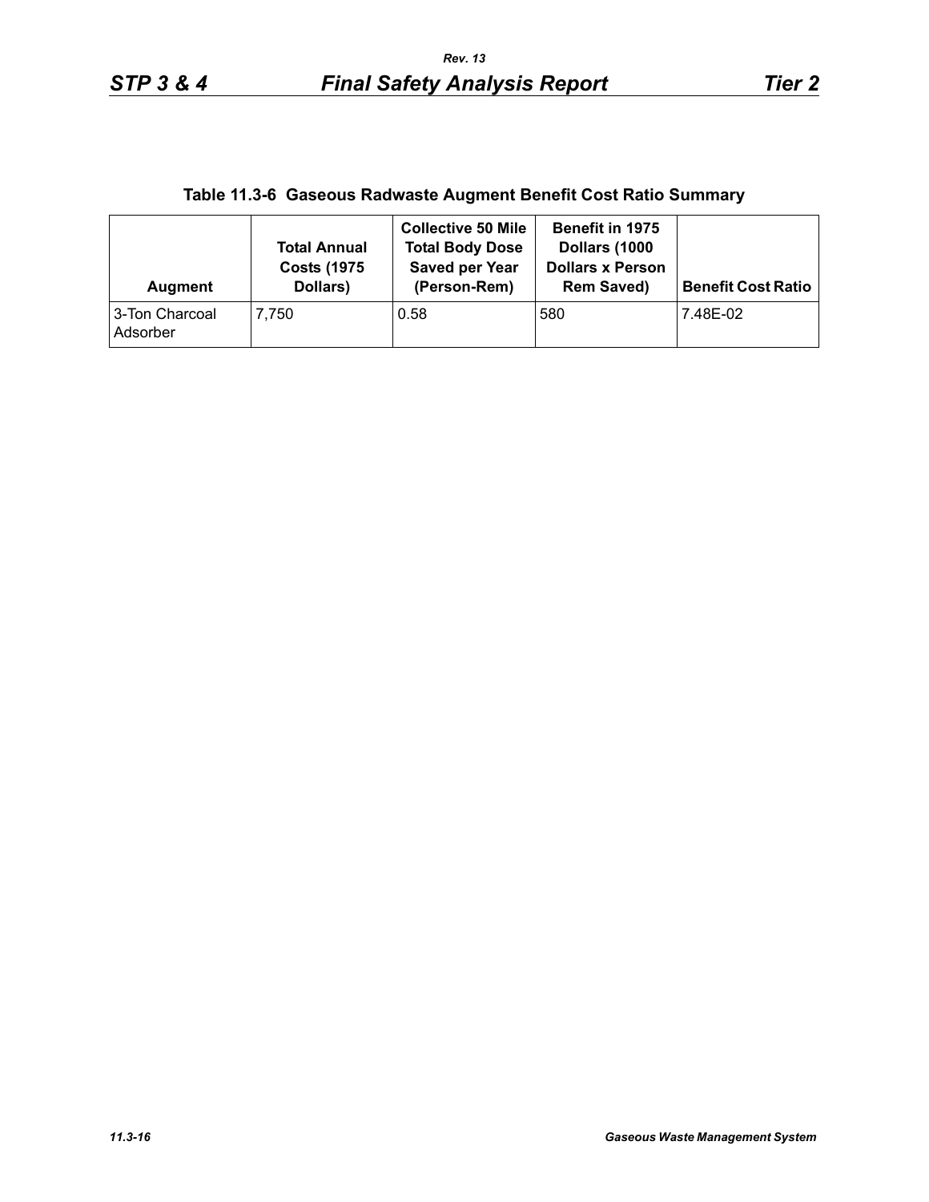**Table 11.3-6 Gaseous Radwaste Augment Benefit Cost Ratio Summary**

| Augment | Total Annual Costs (1975 Dollars) | Collective 50 Mile Total Body Dose Saved per Year (Person-Rem) | Benefit in 1975 Dollars (1000 Dollars x Person Rem Saved) | Benefit Cost Ratio |
|---|---|---|---|---|
| 3-Ton Charcoal Adsorber | 7,750 | 0.58 | 580 | 7.48E-02 |